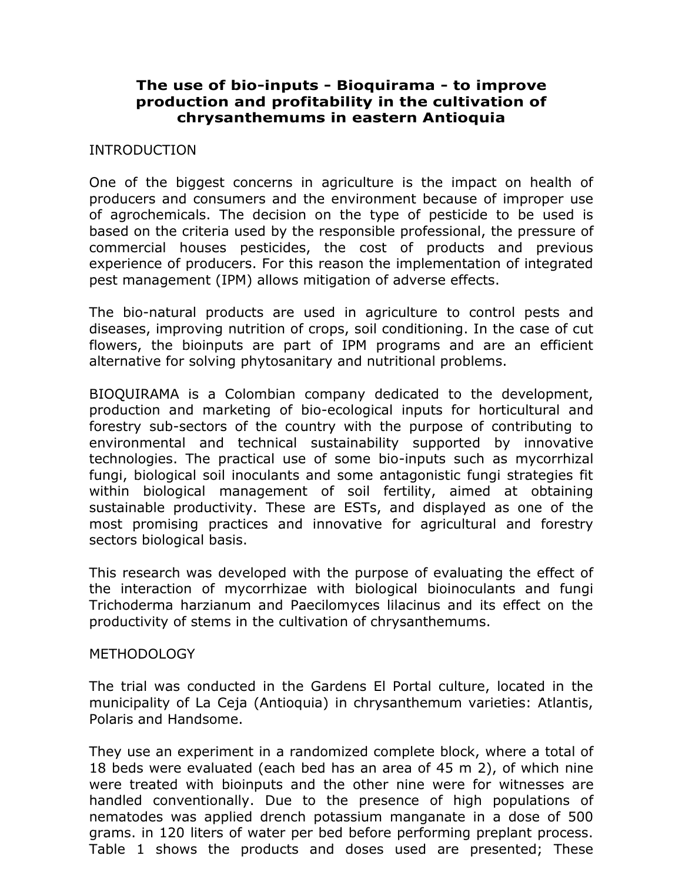# The use of bio-inputs - Bioquirama - to improve production and profitability in the cultivation of chrysanthemums in eastern Antioquia

## INTRODUCTION

One of the biggest concerns in agriculture is the impact on health of producers and consumers and the environment because of improper use of agrochemicals. The decision on the type of pesticide to be used is based on the criteria used by the responsible professional, the pressure of commercial houses pesticides, the cost of products and previous experience of producers. For this reason the implementation of integrated pest management (IPM) allows mitigation of adverse effects.

The bio-natural products are used in agriculture to control pests and diseases, improving nutrition of crops, soil conditioning. In the case of cut flowers, the bioinputs are part of IPM programs and are an efficient alternative for solving phytosanitary and nutritional problems.

BIOQUIRAMA is a Colombian company dedicated to the development, production and marketing of bio-ecological inputs for horticultural and forestry sub-sectors of the country with the purpose of contributing to environmental and technical sustainability supported by innovative technologies. The practical use of some bio-inputs such as mycorrhizal fungi, biological soil inoculants and some antagonistic fungi strategies fit within biological management of soil fertility, aimed at obtaining sustainable productivity. These are ESTs, and displayed as one of the most promising practices and innovative for agricultural and forestry sectors biological basis.

This research was developed with the purpose of evaluating the effect of the interaction of mycorrhizae with biological bioinoculants and fungi Trichoderma harzianum and Paecilomyces lilacinus and its effect on the productivity of stems in the cultivation of chrysanthemums.

## METHODOLOGY

The trial was conducted in the Gardens El Portal culture, located in the municipality of La Ceja (Antioquia) in chrysanthemum varieties: Atlantis, Polaris and Handsome.

They use an experiment in a randomized complete block, where a total of 18 beds were evaluated (each bed has an area of 45 m 2), of which nine were treated with bioinputs and the other nine were for witnesses are handled conventionally. Due to the presence of high populations of nematodes was applied drench potassium manganate in a dose of 500 grams. in 120 liters of water per bed before performing preplant process. Table 1 shows the products and doses used are presented; These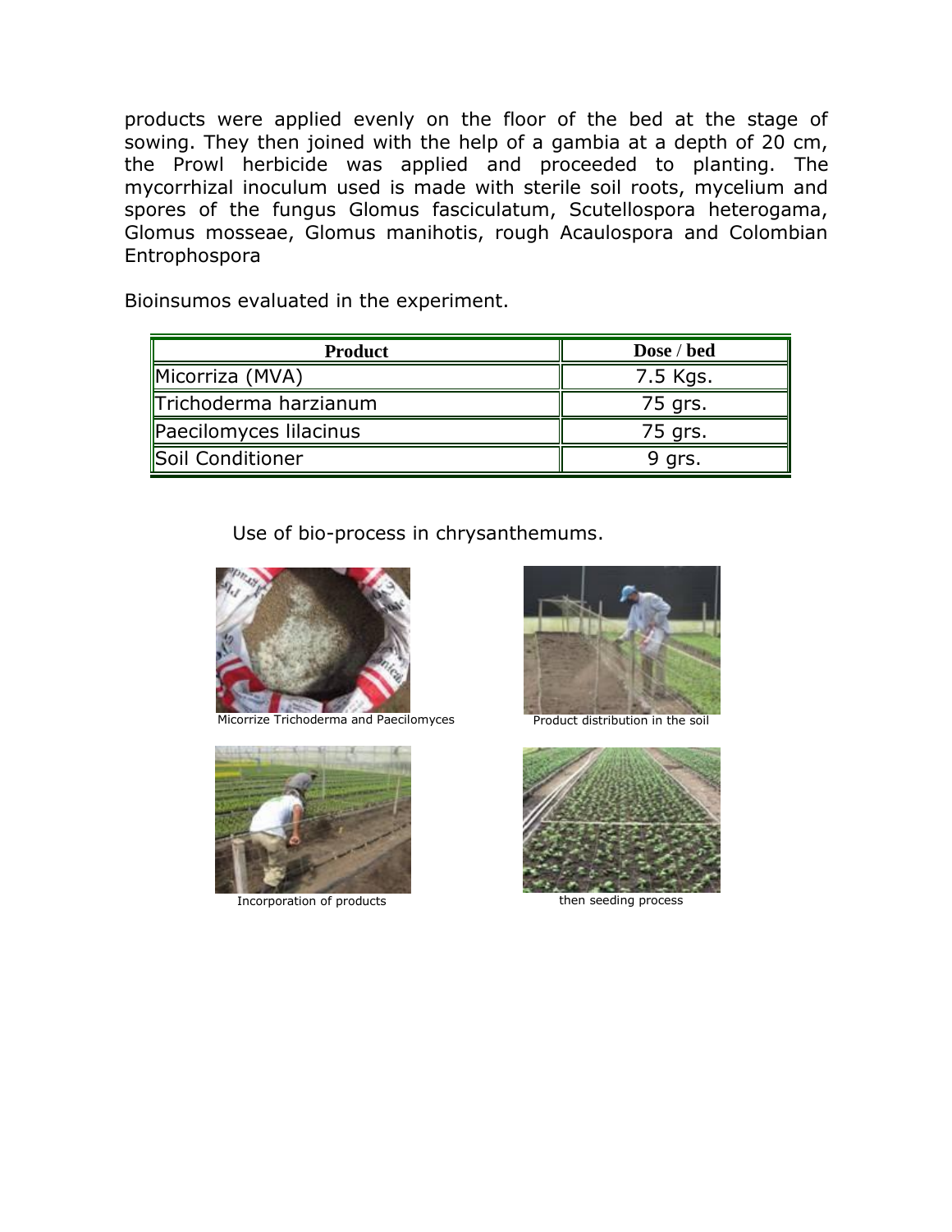products were applied evenly on the floor of the bed at the stage of sowing. They then joined with the help of a gambia at a depth of 20 cm, the Prowl herbicide was applied and proceeded to planting. The mycorrhizal inoculum used is made with sterile soil roots, mycelium and spores of the fungus Glomus fasciculatum, Scutellospora heterogama, Glomus mosseae, Glomus manihotis, rough Acaulospora and Colombian Entrophospora

Bioinsumos evaluated in the experiment.

| Product | Dose / bed |
|---|---|
| Micorriza (MVA) | 7.5 Kgs. |
| Trichoderma harzianum | 75 grs. |
| Paecilomyces lilacinus | 75 grs. |
| Soil Conditioner | 9 grs. |

Use of bio-process in chrysanthemums.

Micorrize Trichoderma and Paecilomyces

Product distribution in the soil

Incorporation of products

then seeding process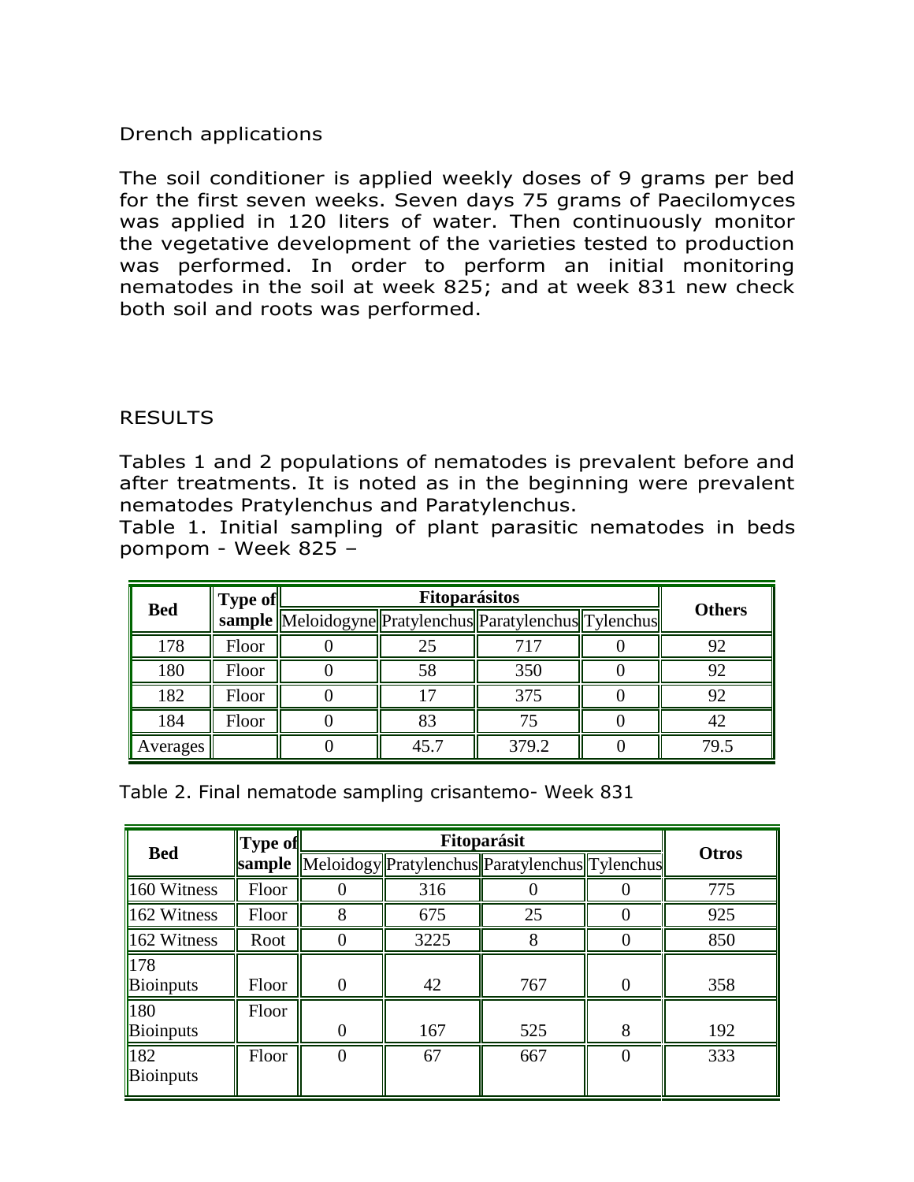Drench applications

The soil conditioner is applied weekly doses of 9 grams per bed for the first seven weeks. Seven days 75 grams of Paecilomyces was applied in 120 liters of water. Then continuously monitor the vegetative development of the varieties tested to production was performed. In order to perform an initial monitoring nematodes in the soil at week 825; and at week 831 new check both soil and roots was performed.

RESULTS

Tables 1 and 2 populations of nematodes is prevalent before and after treatments. It is noted as in the beginning were prevalent nematodes Pratylenchus and Paratylenchus.

Table 1. Initial sampling of plant parasitic nematodes in beds pompom - Week 825 –

| Bed | Type of sample | Fitoparásitos | | | | Others |
|---|---|---|---|---|---|---|
| | | Meloidogyne | Pratylenchus | Paratylenchus | Tylenchus | |
| 178 | Floor | 0 | 25 | 717 | 0 | 92 |
| 180 | Floor | 0 | 58 | 350 | 0 | 92 |
| 182 | Floor | 0 | 17 | 375 | 0 | 92 |
| 184 | Floor | 0 | 83 | 75 | 0 | 42 |
| Averages | | 0 | 45.7 | 379.2 | 0 | 79.5 |

Table 2. Final nematode sampling crisantemo- Week 831

| Bed | Type of sample | Fitoparásit | | | | Otros |
|---|---|---|---|---|---|---|
| | | Meloidogy | Pratylenchus | Paratylenchus | Tylenchus | |
| 160 Witness | Floor | 0 | 316 | 0 | 0 | 775 |
| 162 Witness | Floor | 8 | 675 | 25 | 0 | 925 |
| 162 Witness | Root | 0 | 3225 | 8 | 0 | 850 |
| 178 Bioinputs | Floor | 0 | 42 | 767 | 0 | 358 |
| 180 Bioinputs | Floor | 0 | 167 | 525 | 8 | 192 |
| 182 Bioinputs | Floor | 0 | 67 | 667 | 0 | 333 |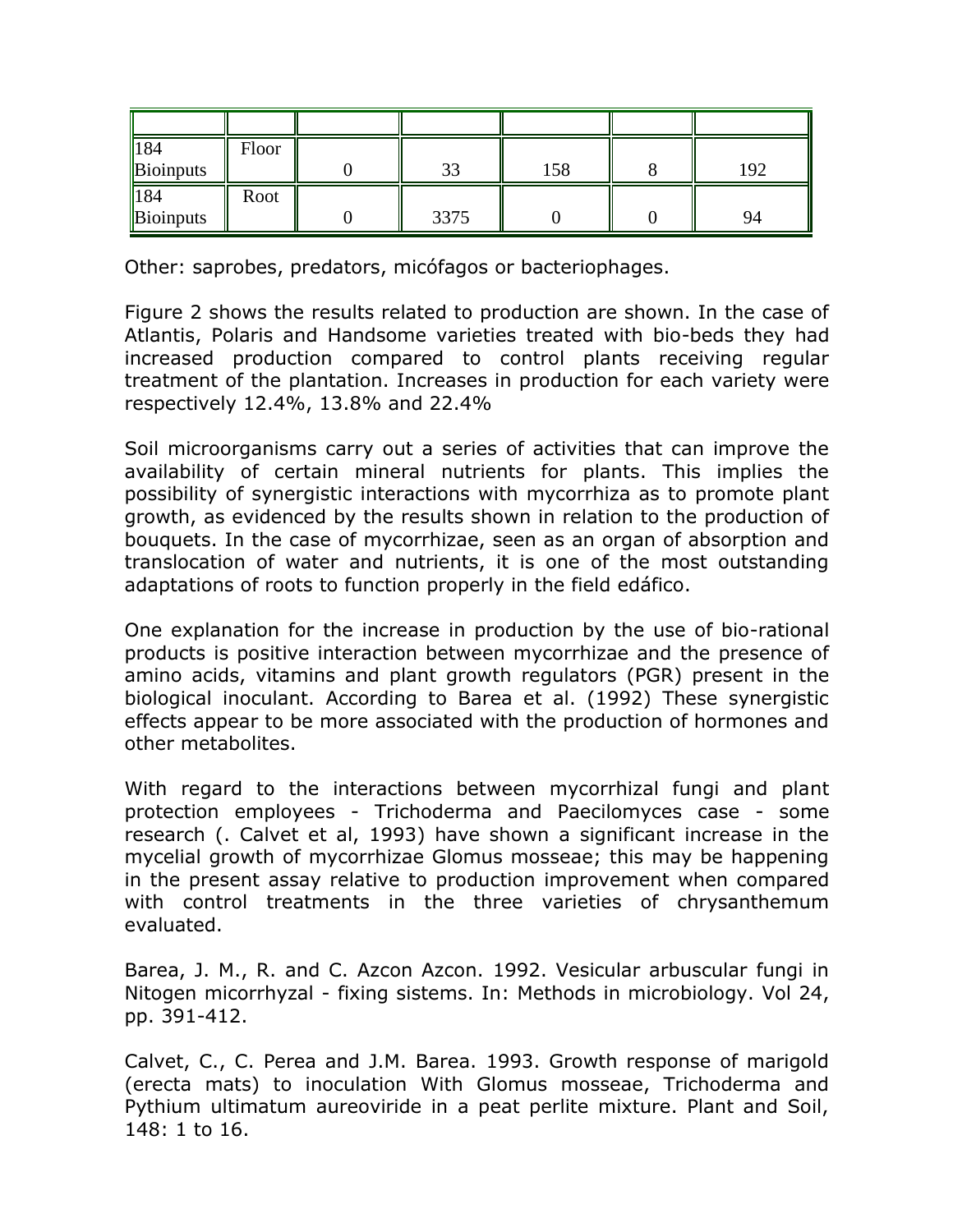| | | | | | | |
|---|---|---|---|---|---|---|
| 184 Bioinputs | Floor | 0 | 33 | 158 | 8 | 192 |
| 184 Bioinputs | Root | 0 | 3375 | 0 | 0 | 94 |

Other: saprobes, predators, micófagos or bacteriophages.

Figure 2 shows the results related to production are shown. In the case of Atlantis, Polaris and Handsome varieties treated with bio-beds they had increased production compared to control plants receiving regular treatment of the plantation. Increases in production for each variety were respectively 12.4%, 13.8% and 22.4%

Soil microorganisms carry out a series of activities that can improve the availability of certain mineral nutrients for plants. This implies the possibility of synergistic interactions with mycorrhiza as to promote plant growth, as evidenced by the results shown in relation to the production of bouquets. In the case of mycorrhizae, seen as an organ of absorption and translocation of water and nutrients, it is one of the most outstanding adaptations of roots to function properly in the field edáfico.

One explanation for the increase in production by the use of bio-rational products is positive interaction between mycorrhizae and the presence of amino acids, vitamins and plant growth regulators (PGR) present in the biological inoculant. According to Barea et al. (1992) These synergistic effects appear to be more associated with the production of hormones and other metabolites.

With regard to the interactions between mycorrhizal fungi and plant protection employees - Trichoderma and Paecilomyces case - some research (. Calvet et al, 1993) have shown a significant increase in the mycelial growth of mycorrhizae Glomus mosseae; this may be happening in the present assay relative to production improvement when compared with control treatments in the three varieties of chrysanthemum evaluated.

Barea, J. M., R. and C. Azcon Azcon. 1992. Vesicular arbuscular fungi in Nitogen micorrhyzal - fixing sistems. In: Methods in microbiology. Vol 24, pp. 391-412.

Calvet, C., C. Perea and J.M. Barea. 1993. Growth response of marigold (erecta mats) to inoculation With Glomus mosseae, Trichoderma and Pythium ultimatum aureoviride in a peat perlite mixture. Plant and Soil, 148: 1 to 16.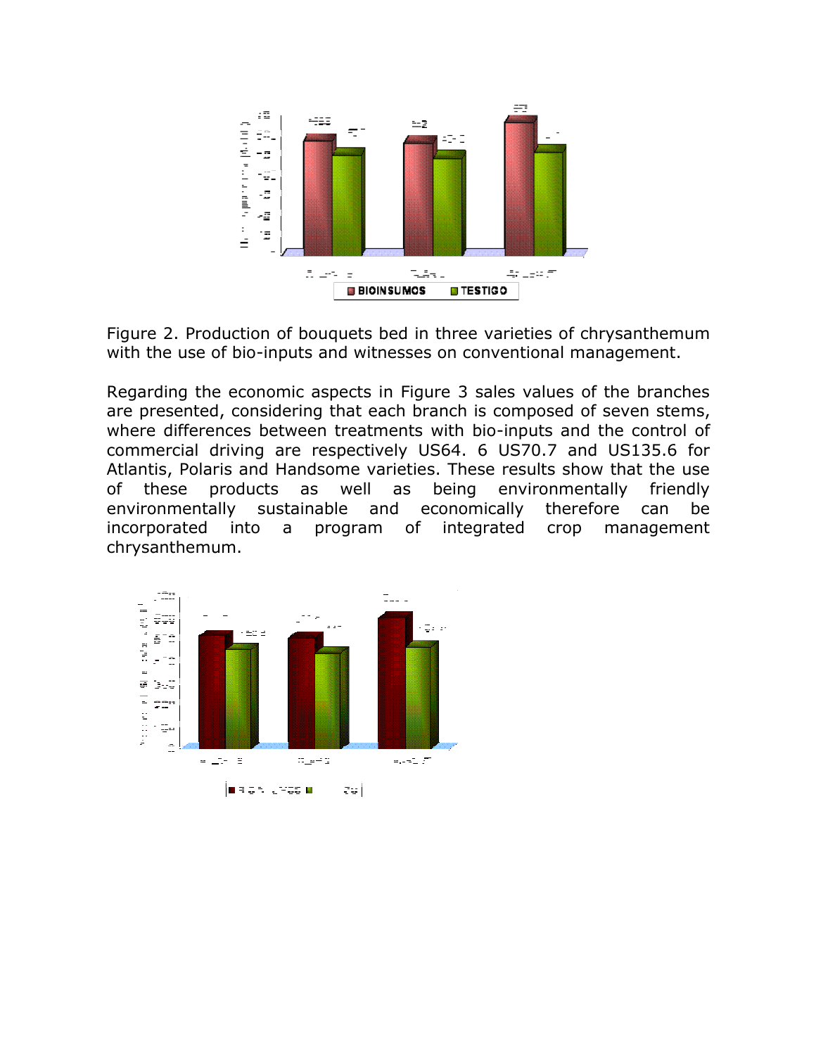Figure 2. Production of bouquets bed in three varieties of chrysanthemum with the use of bio-inputs and witnesses on conventional management.

Regarding the economic aspects in Figure 3 sales values of the branches are presented, considering that each branch is composed of seven stems, where differences between treatments with bio-inputs and the control of commercial driving are respectively US64. 6 US70.7 and US135.6 for Atlantis, Polaris and Handsome varieties. These results show that the use of these products as well as being environmentally friendly environmentally sustainable and economically therefore can be incorporated into a program of integrated crop management chrysanthemum.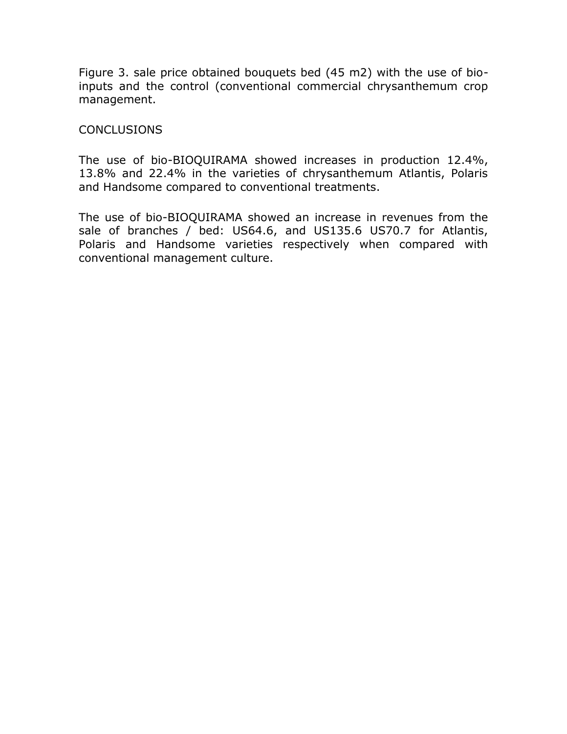Figure 3. sale price obtained bouquets bed (45 m2) with the use of bio-inputs and the control (conventional commercial chrysanthemum crop management.

## CONCLUSIONS

The use of bio-BIOQUIRAMA showed increases in production 12.4%, 13.8% and 22.4% in the varieties of chrysanthemum Atlantis, Polaris and Handsome compared to conventional treatments.

The use of bio-BIOQUIRAMA showed an increase in revenues from the sale of branches / bed: US64.6, and US135.6 US70.7 for Atlantis, Polaris and Handsome varieties respectively when compared with conventional management culture.